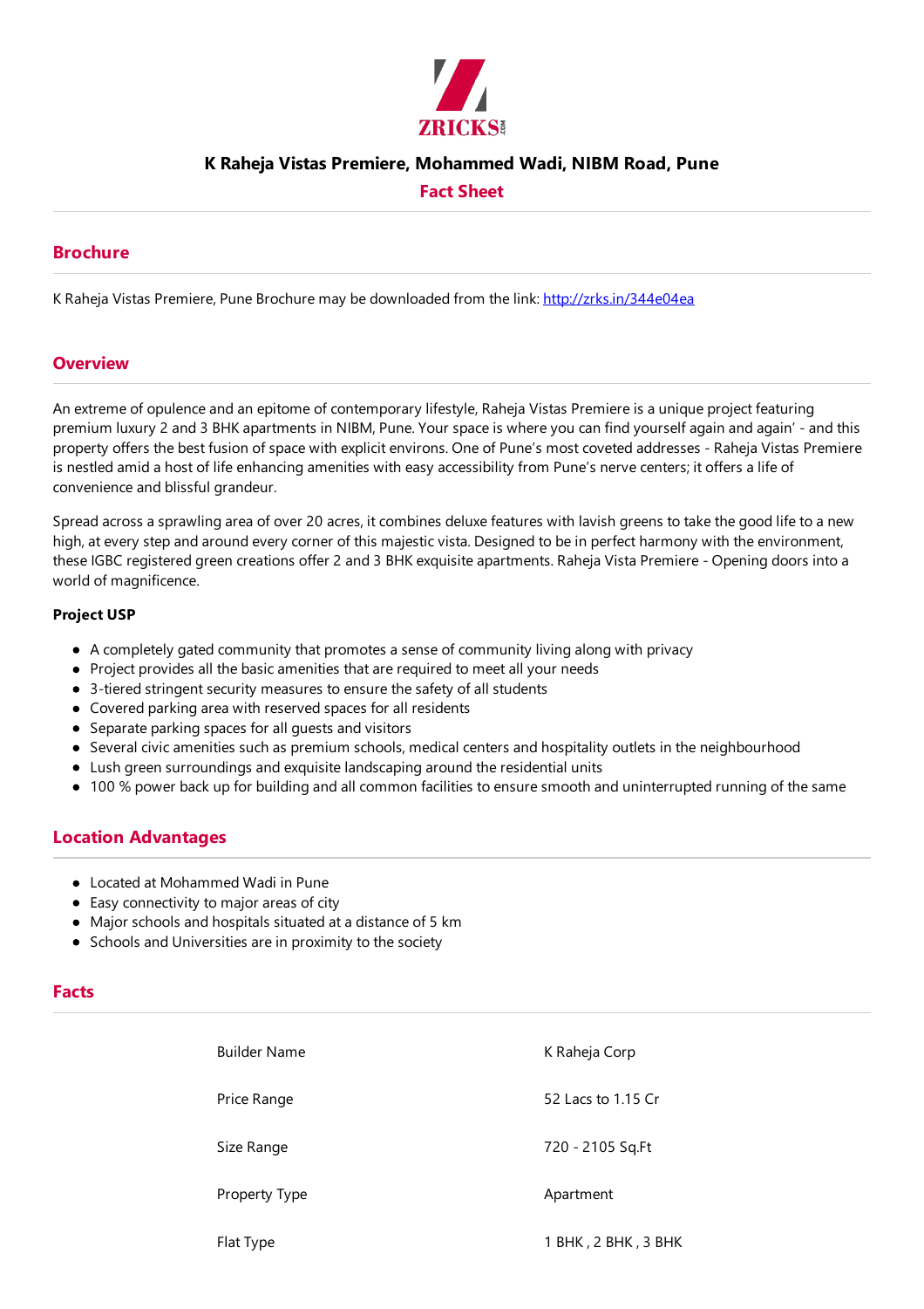# K Raheja Vistas Premiere, Mohammed Wadi, NIBM Road, Pune

## Fact Sheet

## Brochure

K Raheja Vistas Premiere, Pune Brochure may be downloaded from the link: http://zrks.in/344e04ea

## Overview

An extreme of opulence and an epitome of contemporary lifestyle, Raheja Vistas Premiere is a unique project featuring premium luxury 2 and 3 BHK apartments in NIBM, Pune. Your space is where you can find yourself again and again' - and this property offers the best fusion of space with explicit environs. One of Pune's most coveted addresses - Raheja Vistas Premiere is nestled amid a host of life enhancing amenities with easy accessibility from Pune's nerve centers; it offers a life of convenience and blissful grandeur.

Spread across a sprawling area of over 20 acres, it combines deluxe features with lavish greens to take the good life to a new high, at every step and around every corner of this majestic vista. Designed to be in perfect harmony with the environment, these IGBC registered green creations offer 2 and 3 BHK exquisite apartments. Raheja Vista Premiere - Opening doors into a world of magnificence.

**Project USP**

- A completely gated community that promotes a sense of community living along with privacy
- Project provides all the basic amenities that are required to meet all your needs
- 3-tiered stringent security measures to ensure the safety of all students
- Covered parking area with reserved spaces for all residents
- Separate parking spaces for all guests and visitors
- Several civic amenities such as premium schools, medical centers and hospitality outlets in the neighbourhood
- Lush green surroundings and exquisite landscaping around the residential units
- 100 % power back up for building and all common facilities to ensure smooth and uninterrupted running of the same

## Location Advantages

- Located at Mohammed Wadi in Pune
- Easy connectivity to major areas of city
- Major schools and hospitals situated at a distance of 5 km
- Schools and Universities are in proximity to the society

## Facts

| | |
|---|---|
| Builder Name | K Raheja Corp |
| Price Range | 52 Lacs to 1.15 Cr |
| Size Range | 720 - 2105 Sq.Ft |
| Property Type | Apartment |
| Flat Type | 1 BHK , 2 BHK , 3 BHK |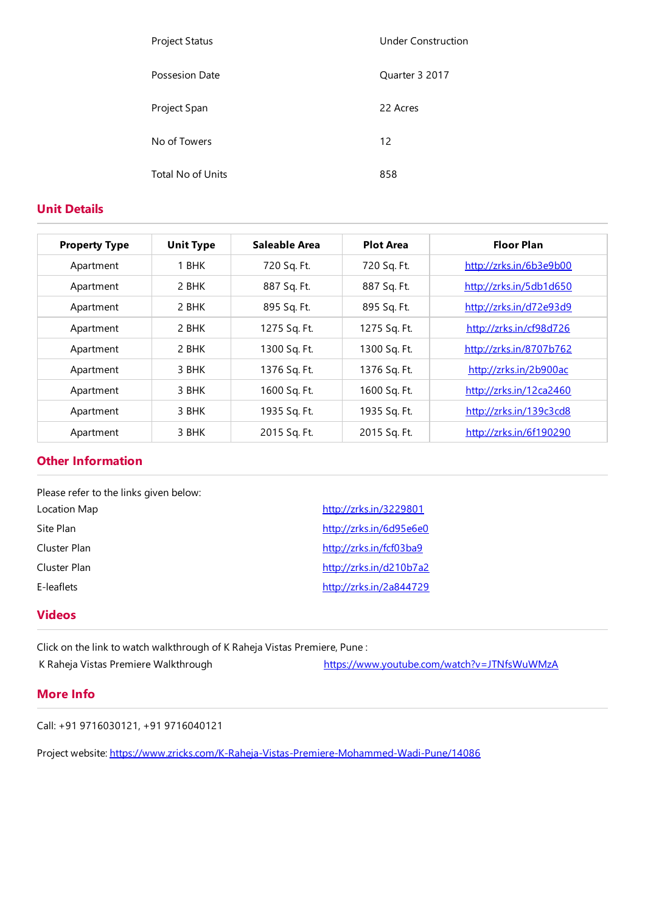| | |
|---|---|
| Project Status | Under Construction |
| Possesion Date | Quarter 3 2017 |
| Project Span | 22 Acres |
| No of Towers | 12 |
| Total No of Units | 858 |

## Unit Details

| Property Type | Unit Type | Saleable Area | Plot Area | Floor Plan |
|---|---|---|---|---|
| Apartment | 1 BHK | 720 Sq. Ft. | 720 Sq. Ft. | http://zrks.in/6b3e9b00 |
| Apartment | 2 BHK | 887 Sq. Ft. | 887 Sq. Ft. | http://zrks.in/5db1d650 |
| Apartment | 2 BHK | 895 Sq. Ft. | 895 Sq. Ft. | http://zrks.in/d72e93d9 |
| Apartment | 2 BHK | 1275 Sq. Ft. | 1275 Sq. Ft. | http://zrks.in/cf98d726 |
| Apartment | 2 BHK | 1300 Sq. Ft. | 1300 Sq. Ft. | http://zrks.in/8707b762 |
| Apartment | 3 BHK | 1376 Sq. Ft. | 1376 Sq. Ft. | http://zrks.in/2b900ac |
| Apartment | 3 BHK | 1600 Sq. Ft. | 1600 Sq. Ft. | http://zrks.in/12ca2460 |
| Apartment | 3 BHK | 1935 Sq. Ft. | 1935 Sq. Ft. | http://zrks.in/139c3cd8 |
| Apartment | 3 BHK | 2015 Sq. Ft. | 2015 Sq. Ft. | http://zrks.in/6f190290 |

## Other Information

Please refer to the links given below:

| | |
|---|---|
| Location Map | http://zrks.in/3229801 |
| Site Plan | http://zrks.in/6d95e6e0 |
| Cluster Plan | http://zrks.in/fcf03ba9 |
| Cluster Plan | http://zrks.in/d210b7a2 |
| E-leaflets | http://zrks.in/2a844729 |

## Videos

Click on the link to watch walkthrough of K Raheja Vistas Premiere, Pune :

K Raheja Vistas Premiere Walkthrough https://www.youtube.com/watch?v=JTNfsWuWMzA

## More Info

Call: +91 9716030121, +91 9716040121

Project website: https://www.zricks.com/K-Raheja-Vistas-Premiere-Mohammed-Wadi-Pune/14086